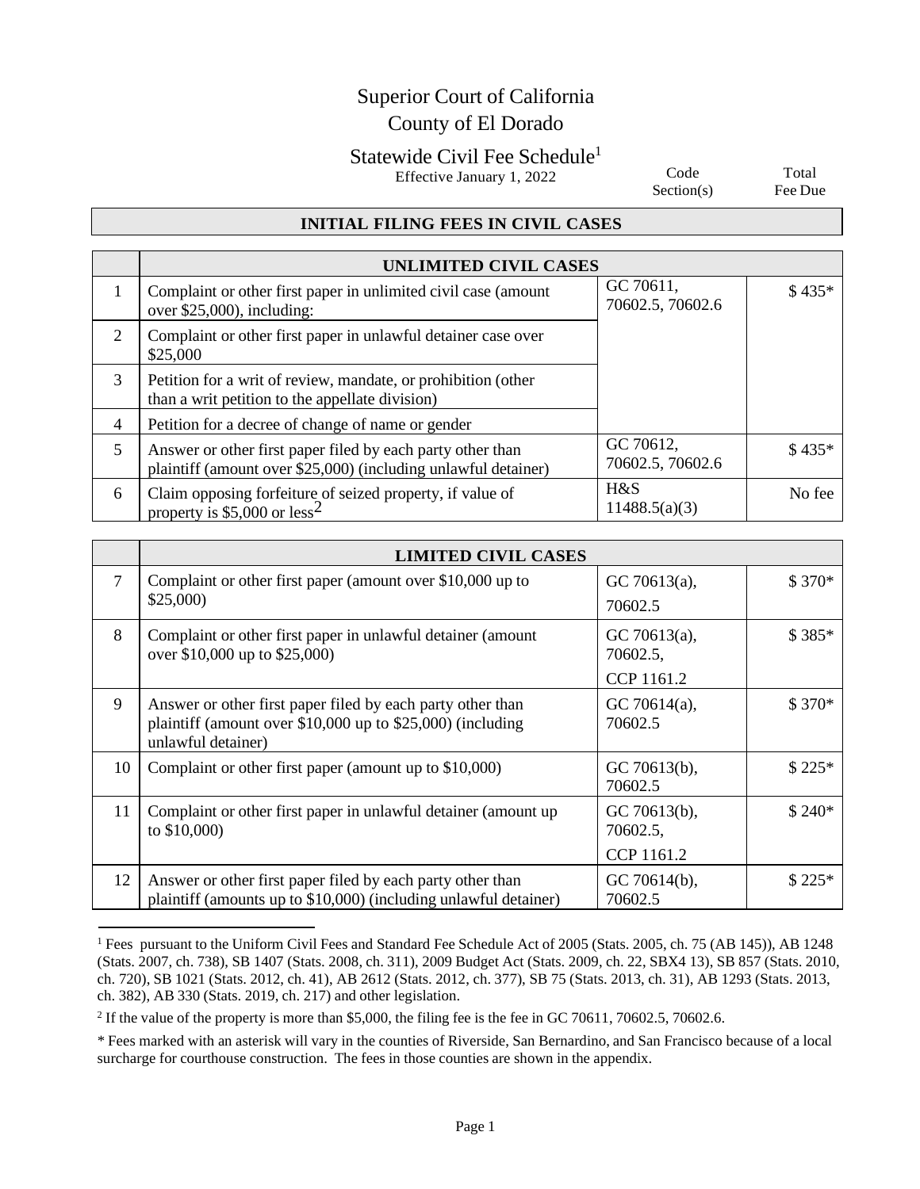# Superior Court of California
# County of El Dorado

## Statewide Civil Fee Schedule[1]

Effective January 1, 2022

| | | Code Section(s) | Total Fee Due |
|---|---|---|---|
| | **INITIAL FILING FEES IN CIVIL CASES** | | |
| | **UNLIMITED CIVIL CASES** | | |
| 1 | Complaint or other first paper in unlimited civil case (amount over $25,000), including: | GC 70611, 70602.5, 70602.6 | $ 435* |
| 2 | Complaint or other first paper in unlawful detainer case over $25,000 | | |
| 3 | Petition for a writ of review, mandate, or prohibition (other than a writ petition to the appellate division) | | |
| 4 | Petition for a decree of change of name or gender | | |
| 5 | Answer or other first paper filed by each party other than plaintiff (amount over $25,000) (including unlawful detainer) | GC 70612, 70602.5, 70602.6 | $ 435* |
| 6 | Claim opposing forfeiture of seized property, if value of property is $5,000 or less[2] | H&S 11488.5(a)(3) | No fee |

| | **LIMITED CIVIL CASES** | | |
|---|---|---|---|
| 7 | Complaint or other first paper (amount over $10,000 up to $25,000) | GC 70613(a), 70602.5 | $ 370* |
| 8 | Complaint or other first paper in unlawful detainer (amount over $10,000 up to $25,000) | GC 70613(a), 70602.5, CCP 1161.2 | $ 385* |
| 9 | Answer or other first paper filed by each party other than plaintiff (amount over $10,000 up to $25,000) (including unlawful detainer) | GC 70614(a), 70602.5 | $ 370* |
| 10 | Complaint or other first paper (amount up to $10,000) | GC 70613(b), 70602.5 | $ 225* |
| 11 | Complaint or other first paper in unlawful detainer (amount up to $10,000) | GC 70613(b), 70602.5, CCP 1161.2 | $ 240* |
| 12 | Answer or other first paper filed by each party other than plaintiff (amounts up to $10,000) (including unlawful detainer) | GC 70614(b), 70602.5 | $ 225* |

---

[1] Fees pursuant to the Uniform Civil Fees and Standard Fee Schedule Act of 2005 (Stats. 2005, ch. 75 (AB 145)), AB 1248 (Stats. 2007, ch. 738), SB 1407 (Stats. 2008, ch. 311), 2009 Budget Act (Stats. 2009, ch. 22, SBX4 13), SB 857 (Stats. 2010, ch. 720), SB 1021 (Stats. 2012, ch. 41), AB 2612 (Stats. 2012, ch. 377), SB 75 (Stats. 2013, ch. 31), AB 1293 (Stats. 2013, ch. 382), AB 330 (Stats. 2019, ch. 217) and other legislation.

[2] If the value of the property is more than $5,000, the filing fee is the fee in GC 70611, 70602.5, 70602.6.

* Fees marked with an asterisk will vary in the counties of Riverside, San Bernardino, and San Francisco because of a local surcharge for courthouse construction. The fees in those counties are shown in the appendix.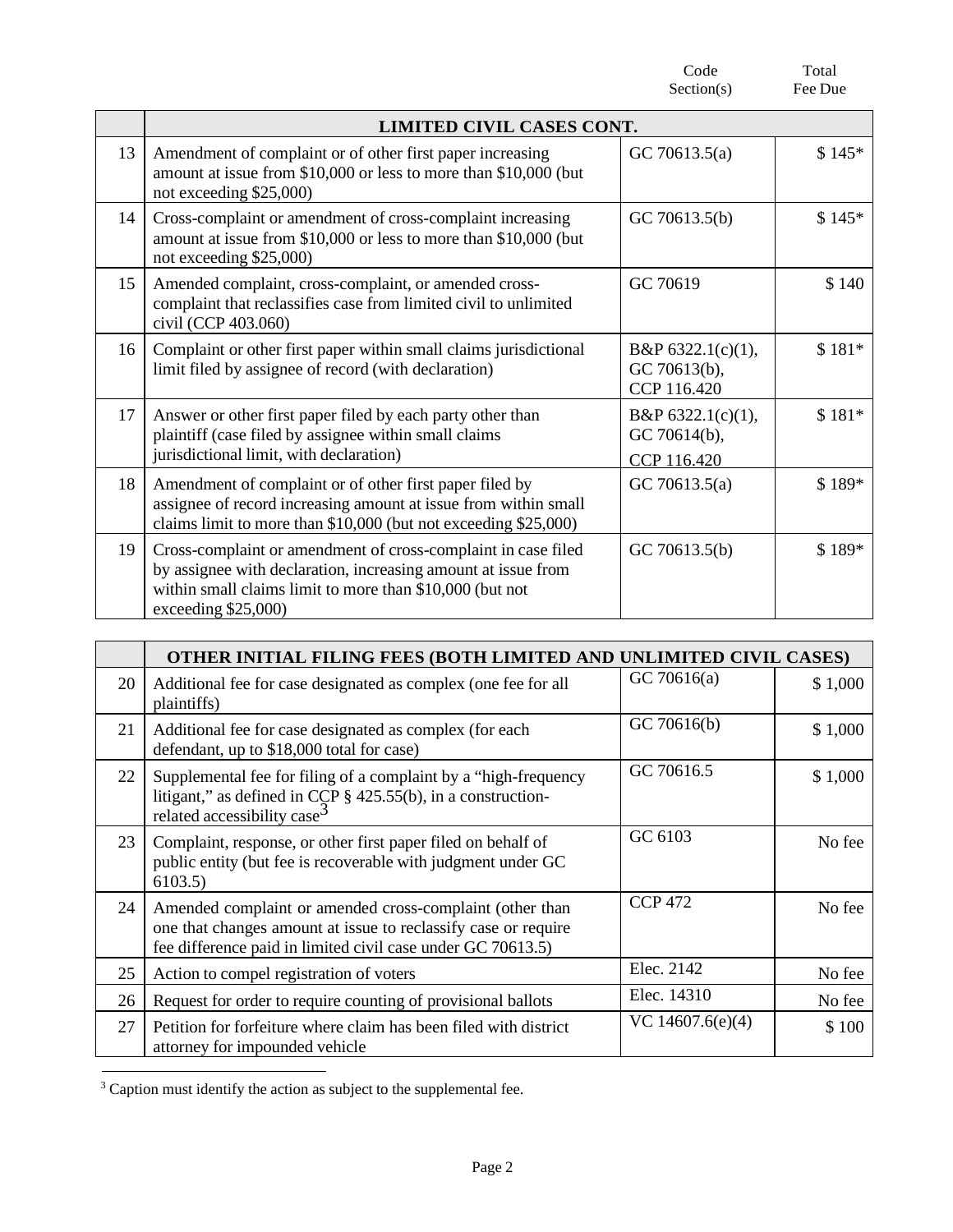| | | Code Section(s) | Total Fee Due |
|---|---|---|---|
| | **LIMITED CIVIL CASES CONT.** | | |
| 13 | Amendment of complaint or of other first paper increasing amount at issue from $10,000 or less to more than $10,000 (but not exceeding $25,000) | GC 70613.5(a) | $ 145* |
| 14 | Cross-complaint or amendment of cross-complaint increasing amount at issue from $10,000 or less to more than $10,000 (but not exceeding $25,000) | GC 70613.5(b) | $ 145* |
| 15 | Amended complaint, cross-complaint, or amended cross-complaint that reclassifies case from limited civil to unlimited civil (CCP 403.060) | GC 70619 | $ 140 |
| 16 | Complaint or other first paper within small claims jurisdictional limit filed by assignee of record (with declaration) | B&P 6322.1(c)(1), GC 70613(b), CCP 116.420 | $ 181* |
| 17 | Answer or other first paper filed by each party other than plaintiff (case filed by assignee within small claims jurisdictional limit, with declaration) | B&P 6322.1(c)(1), GC 70614(b), CCP 116.420 | $ 181* |
| 18 | Amendment of complaint or of other first paper filed by assignee of record increasing amount at issue from within small claims limit to more than $10,000 (but not exceeding $25,000) | GC 70613.5(a) | $ 189* |
| 19 | Cross-complaint or amendment of cross-complaint in case filed by assignee with declaration, increasing amount at issue from within small claims limit to more than $10,000 (but not exceeding $25,000) | GC 70613.5(b) | $ 189* |

| | **OTHER INITIAL FILING FEES (BOTH LIMITED AND UNLIMITED CIVIL CASES)** | | |
|---|---|---|---|
| 20 | Additional fee for case designated as complex (one fee for all plaintiffs) | GC 70616(a) | $ 1,000 |
| 21 | Additional fee for case designated as complex (for each defendant, up to $18,000 total for case) | GC 70616(b) | $ 1,000 |
| 22 | Supplemental fee for filing of a complaint by a "high-frequency litigant," as defined in CCP § 425.55(b), in a construction-related accessibility case[3] | GC 70616.5 | $ 1,000 |
| 23 | Complaint, response, or other first paper filed on behalf of public entity (but fee is recoverable with judgment under GC 6103.5) | GC 6103 | No fee |
| 24 | Amended complaint or amended cross-complaint (other than one that changes amount at issue to reclassify case or require fee difference paid in limited civil case under GC 70613.5) | CCP 472 | No fee |
| 25 | Action to compel registration of voters | Elec. 2142 | No fee |
| 26 | Request for order to require counting of provisional ballots | Elec. 14310 | No fee |
| 27 | Petition for forfeiture where claim has been filed with district attorney for impounded vehicle | VC 14607.6(e)(4) | $ 100 |

[3] Caption must identify the action as subject to the supplemental fee.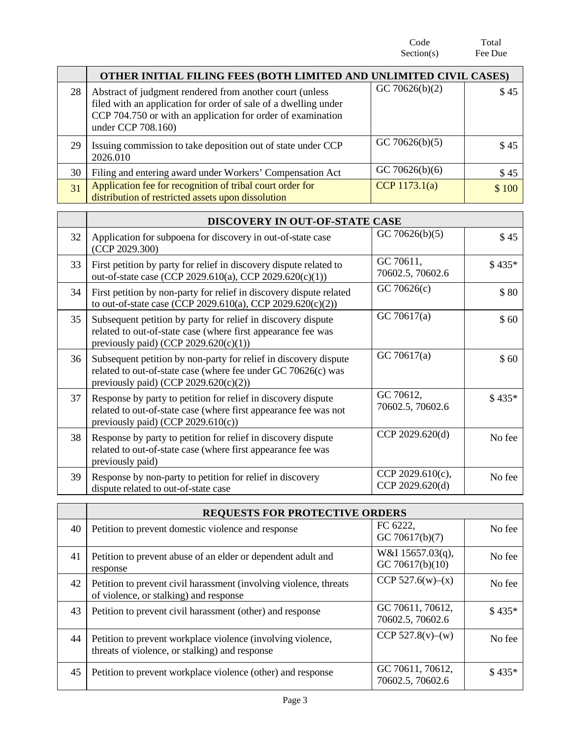| | | Code Section(s) | Total Fee Due |
|---|---|---|---|
| | **OTHER INITIAL FILING FEES (BOTH LIMITED AND UNLIMITED CIVIL CASES)** | | |
| 28 | Abstract of judgment rendered from another court (unless filed with an application for order of sale of a dwelling under CCP 704.750 or with an application for order of examination under CCP 708.160) | GC 70626(b)(2) | $ 45 |
| 29 | Issuing commission to take deposition out of state under CCP 2026.010 | GC 70626(b)(5) | $ 45 |
| 30 | Filing and entering award under Workers' Compensation Act | GC 70626(b)(6) | $ 45 |
| 31 | Application fee for recognition of tribal court order for distribution of restricted assets upon dissolution | CCP 1173.1(a) | $ 100 |

| | **DISCOVERY IN OUT-OF-STATE CASE** | | |
|---|---|---|---|
| 32 | Application for subpoena for discovery in out-of-state case (CCP 2029.300) | GC 70626(b)(5) | $ 45 |
| 33 | First petition by party for relief in discovery dispute related to out-of-state case (CCP 2029.610(a), CCP 2029.620(c)(1)) | GC 70611, 70602.5, 70602.6 | $ 435* |
| 34 | First petition by non-party for relief in discovery dispute related to out-of-state case (CCP 2029.610(a), CCP 2029.620(c)(2)) | GC 70626(c) | $ 80 |
| 35 | Subsequent petition by party for relief in discovery dispute related to out-of-state case (where first appearance fee was previously paid) (CCP 2029.620(c)(1)) | GC 70617(a) | $ 60 |
| 36 | Subsequent petition by non-party for relief in discovery dispute related to out-of-state case (where fee under GC 70626(c) was previously paid) (CCP 2029.620(c)(2)) | GC 70617(a) | $ 60 |
| 37 | Response by party to petition for relief in discovery dispute related to out-of-state case (where first appearance fee was not previously paid) (CCP 2029.610(c)) | GC 70612, 70602.5, 70602.6 | $ 435* |
| 38 | Response by party to petition for relief in discovery dispute related to out-of-state case (where first appearance fee was previously paid) | CCP 2029.620(d) | No fee |
| 39 | Response by non-party to petition for relief in discovery dispute related to out-of-state case | CCP 2029.610(c), CCP 2029.620(d) | No fee |

| | **REQUESTS FOR PROTECTIVE ORDERS** | | |
|---|---|---|---|
| 40 | Petition to prevent domestic violence and response | FC 6222, GC 70617(b)(7) | No fee |
| 41 | Petition to prevent abuse of an elder or dependent adult and response | W&I 15657.03(q), GC 70617(b)(10) | No fee |
| 42 | Petition to prevent civil harassment (involving violence, threats of violence, or stalking) and response | CCP 527.6(w)–(x) | No fee |
| 43 | Petition to prevent civil harassment (other) and response | GC 70611, 70612, 70602.5, 70602.6 | $ 435* |
| 44 | Petition to prevent workplace violence (involving violence, threats of violence, or stalking) and response | CCP 527.8(v)–(w) | No fee |
| 45 | Petition to prevent workplace violence (other) and response | GC 70611, 70612, 70602.5, 70602.6 | $ 435* |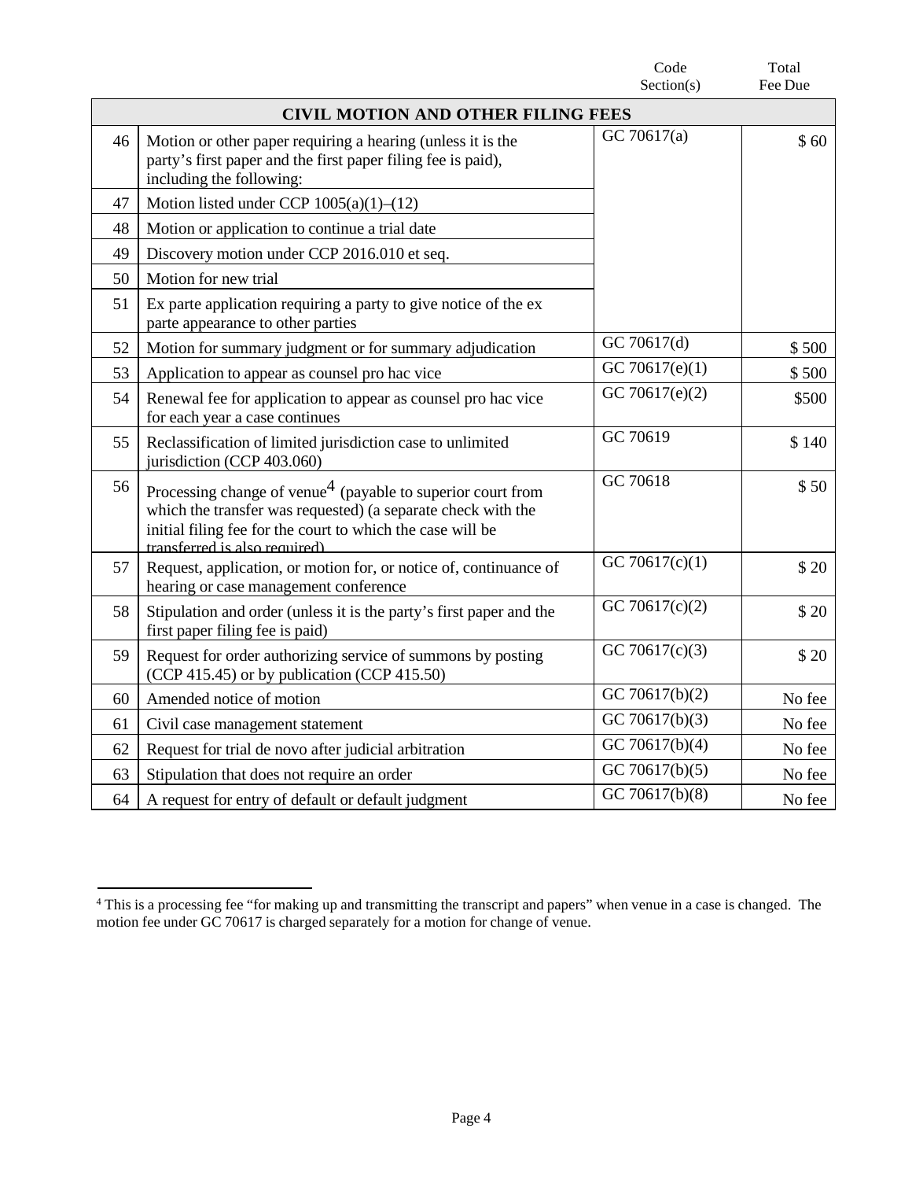| | | Code Section(s) | Total Fee Due |
|---|---|---|---|
| | **CIVIL MOTION AND OTHER FILING FEES** | | |
| 46 | Motion or other paper requiring a hearing (unless it is the party's first paper and the first paper filing fee is paid), including the following: | GC 70617(a) | $ 60 |
| 47 | Motion listed under CCP 1005(a)(1)–(12) | | |
| 48 | Motion or application to continue a trial date | | |
| 49 | Discovery motion under CCP 2016.010 et seq. | | |
| 50 | Motion for new trial | | |
| 51 | Ex parte application requiring a party to give notice of the ex parte appearance to other parties | | |
| 52 | Motion for summary judgment or for summary adjudication | GC 70617(d) | $ 500 |
| 53 | Application to appear as counsel pro hac vice | GC 70617(e)(1) | $ 500 |
| 54 | Renewal fee for application to appear as counsel pro hac vice for each year a case continues | GC 70617(e)(2) | $500 |
| 55 | Reclassification of limited jurisdiction case to unlimited jurisdiction (CCP 403.060) | GC 70619 | $ 140 |
| 56 | Processing change of venue[4] (payable to superior court from which the transfer was requested) (a separate check with the initial filing fee for the court to which the case will be transferred is also required) | GC 70618 | $ 50 |
| 57 | Request, application, or motion for, or notice of, continuance of hearing or case management conference | GC 70617(c)(1) | $ 20 |
| 58 | Stipulation and order (unless it is the party's first paper and the first paper filing fee is paid) | GC 70617(c)(2) | $ 20 |
| 59 | Request for order authorizing service of summons by posting (CCP 415.45) or by publication (CCP 415.50) | GC 70617(c)(3) | $ 20 |
| 60 | Amended notice of motion | GC 70617(b)(2) | No fee |
| 61 | Civil case management statement | GC 70617(b)(3) | No fee |
| 62 | Request for trial de novo after judicial arbitration | GC 70617(b)(4) | No fee |
| 63 | Stipulation that does not require an order | GC 70617(b)(5) | No fee |
| 64 | A request for entry of default or default judgment | GC 70617(b)(8) | No fee |

[4] This is a processing fee "for making up and transmitting the transcript and papers" when venue in a case is changed. The motion fee under GC 70617 is charged separately for a motion for change of venue.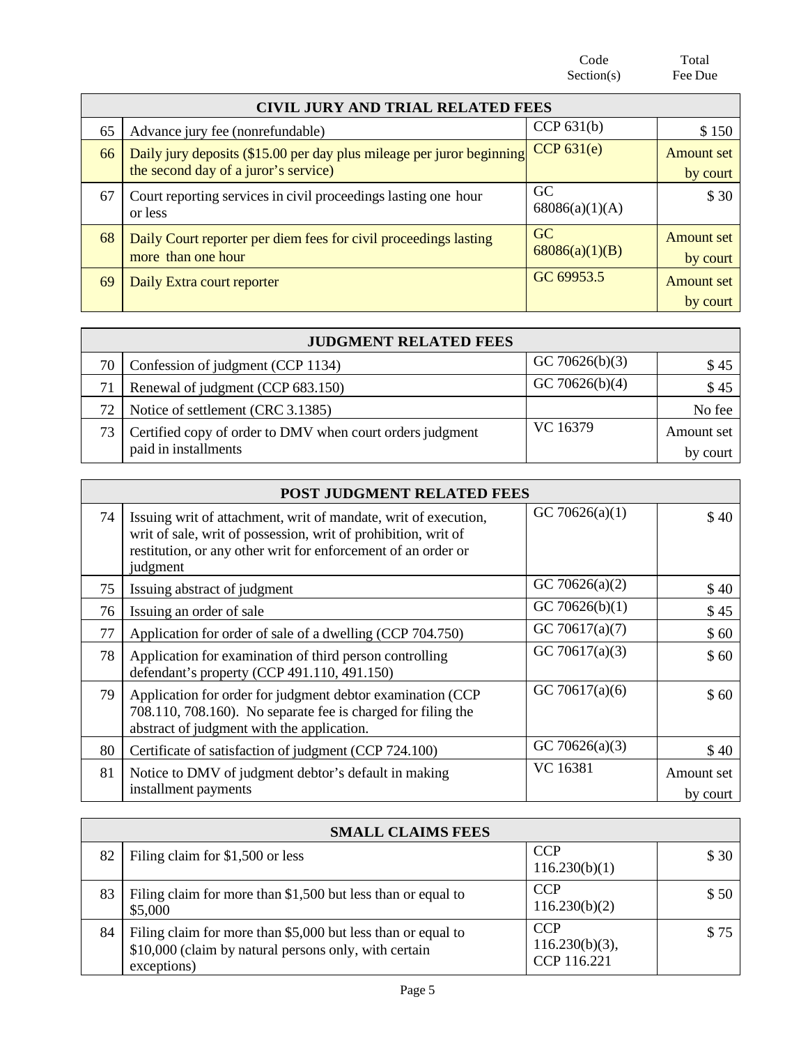| | | Code Section(s) | Total Fee Due |
|---|---|---|---|
| | **CIVIL JURY AND TRIAL RELATED FEES** | | |
| 65 | Advance jury fee (nonrefundable) | CCP 631(b) | $ 150 |
| 66 | Daily jury deposits ($15.00 per day plus mileage per juror beginning the second day of a juror's service) | CCP 631(e) | Amount set by court |
| 67 | Court reporting services in civil proceedings lasting one hour or less | GC 68086(a)(1)(A) | $ 30 |
| 68 | Daily Court reporter per diem fees for civil proceedings lasting more than one hour | GC 68086(a)(1)(B) | Amount set by court |
| 69 | Daily Extra court reporter | GC 69953.5 | Amount set by court |

| | **JUDGMENT RELATED FEES** | | |
|---|---|---|---|
| 70 | Confession of judgment (CCP 1134) | GC 70626(b)(3) | $ 45 |
| 71 | Renewal of judgment (CCP 683.150) | GC 70626(b)(4) | $ 45 |
| 72 | Notice of settlement (CRC 3.1385) | | No fee |
| 73 | Certified copy of order to DMV when court orders judgment paid in installments | VC 16379 | Amount set by court |

| | **POST JUDGMENT RELATED FEES** | | |
|---|---|---|---|
| 74 | Issuing writ of attachment, writ of mandate, writ of execution, writ of sale, writ of possession, writ of prohibition, writ of restitution, or any other writ for enforcement of an order or judgment | GC 70626(a)(1) | $ 40 |
| 75 | Issuing abstract of judgment | GC 70626(a)(2) | $ 40 |
| 76 | Issuing an order of sale | GC 70626(b)(1) | $ 45 |
| 77 | Application for order of sale of a dwelling (CCP 704.750) | GC 70617(a)(7) | $ 60 |
| 78 | Application for examination of third person controlling defendant's property (CCP 491.110, 491.150) | GC 70617(a)(3) | $ 60 |
| 79 | Application for order for judgment debtor examination (CCP 708.110, 708.160). No separate fee is charged for filing the abstract of judgment with the application. | GC 70617(a)(6) | $ 60 |
| 80 | Certificate of satisfaction of judgment (CCP 724.100) | GC 70626(a)(3) | $ 40 |
| 81 | Notice to DMV of judgment debtor's default in making installment payments | VC 16381 | Amount set by court |

| | **SMALL CLAIMS FEES** | | |
|---|---|---|---|
| 82 | Filing claim for $1,500 or less | CCP 116.230(b)(1) | $ 30 |
| 83 | Filing claim for more than $1,500 but less than or equal to $5,000 | CCP 116.230(b)(2) | $ 50 |
| 84 | Filing claim for more than $5,000 but less than or equal to $10,000 (claim by natural persons only, with certain exceptions) | CCP 116.230(b)(3), CCP 116.221 | $ 75 |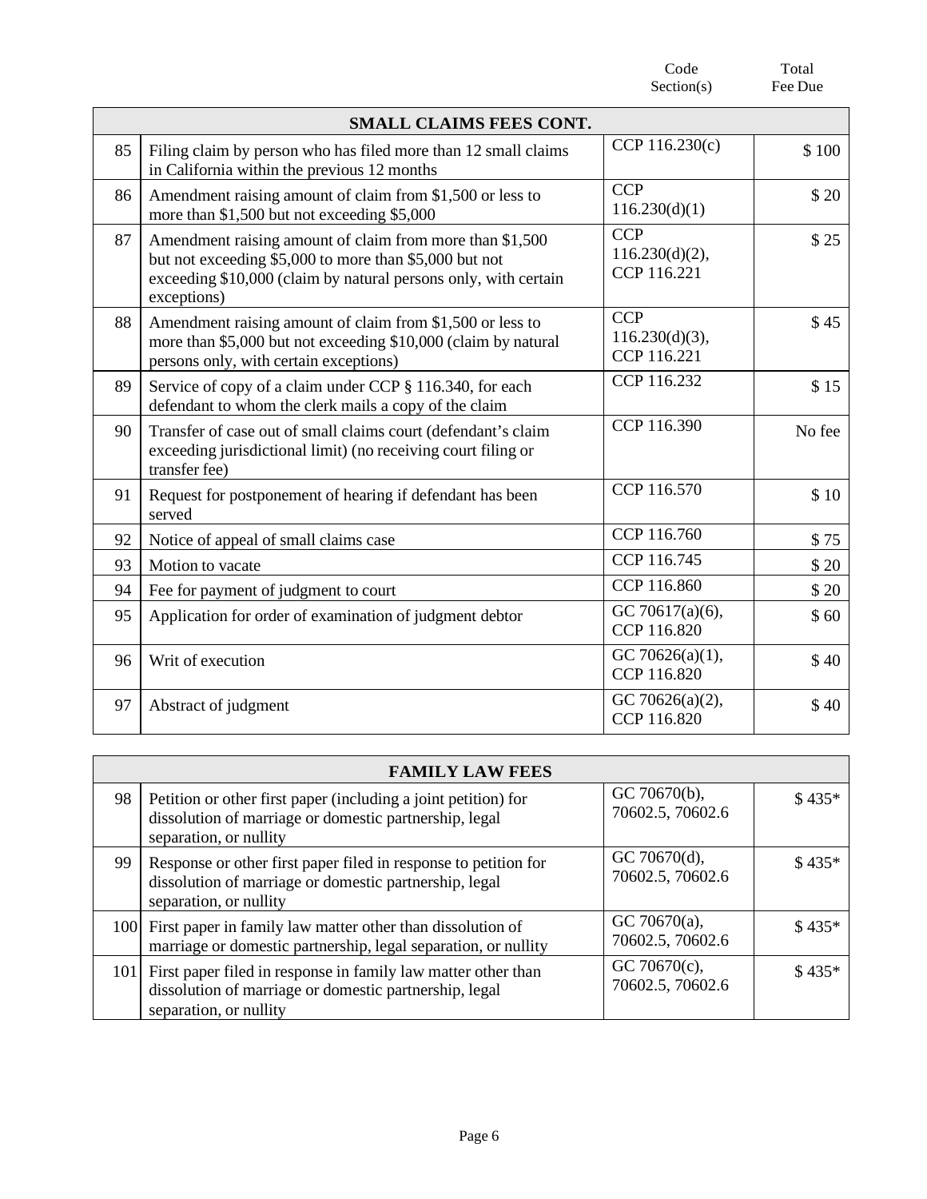| | | Code Section(s) | Total Fee Due |
|---|---|---|---|
| | **SMALL CLAIMS FEES CONT.** | | |
| 85 | Filing claim by person who has filed more than 12 small claims in California within the previous 12 months | CCP 116.230(c) | $ 100 |
| 86 | Amendment raising amount of claim from $1,500 or less to more than $1,500 but not exceeding $5,000 | CCP 116.230(d)(1) | $ 20 |
| 87 | Amendment raising amount of claim from more than $1,500 but not exceeding $5,000 to more than $5,000 but not exceeding $10,000 (claim by natural persons only, with certain exceptions) | CCP 116.230(d)(2), CCP 116.221 | $ 25 |
| 88 | Amendment raising amount of claim from $1,500 or less to more than $5,000 but not exceeding $10,000 (claim by natural persons only, with certain exceptions) | CCP 116.230(d)(3), CCP 116.221 | $ 45 |
| 89 | Service of copy of a claim under CCP § 116.340, for each defendant to whom the clerk mails a copy of the claim | CCP 116.232 | $ 15 |
| 90 | Transfer of case out of small claims court (defendant's claim exceeding jurisdictional limit) (no receiving court filing or transfer fee) | CCP 116.390 | No fee |
| 91 | Request for postponement of hearing if defendant has been served | CCP 116.570 | $ 10 |
| 92 | Notice of appeal of small claims case | CCP 116.760 | $ 75 |
| 93 | Motion to vacate | CCP 116.745 | $ 20 |
| 94 | Fee for payment of judgment to court | CCP 116.860 | $ 20 |
| 95 | Application for order of examination of judgment debtor | GC 70617(a)(6), CCP 116.820 | $ 60 |
| 96 | Writ of execution | GC 70626(a)(1), CCP 116.820 | $ 40 |
| 97 | Abstract of judgment | GC 70626(a)(2), CCP 116.820 | $ 40 |

| | **FAMILY LAW FEES** | | |
|---|---|---|---|
| 98 | Petition or other first paper (including a joint petition) for dissolution of marriage or domestic partnership, legal separation, or nullity | GC 70670(b), 70602.5, 70602.6 | $ 435* |
| 99 | Response or other first paper filed in response to petition for dissolution of marriage or domestic partnership, legal separation, or nullity | GC 70670(d), 70602.5, 70602.6 | $ 435* |
| 100 | First paper in family law matter other than dissolution of marriage or domestic partnership, legal separation, or nullity | GC 70670(a), 70602.5, 70602.6 | $ 435* |
| 101 | First paper filed in response in family law matter other than dissolution of marriage or domestic partnership, legal separation, or nullity | GC 70670(c), 70602.5, 70602.6 | $ 435* |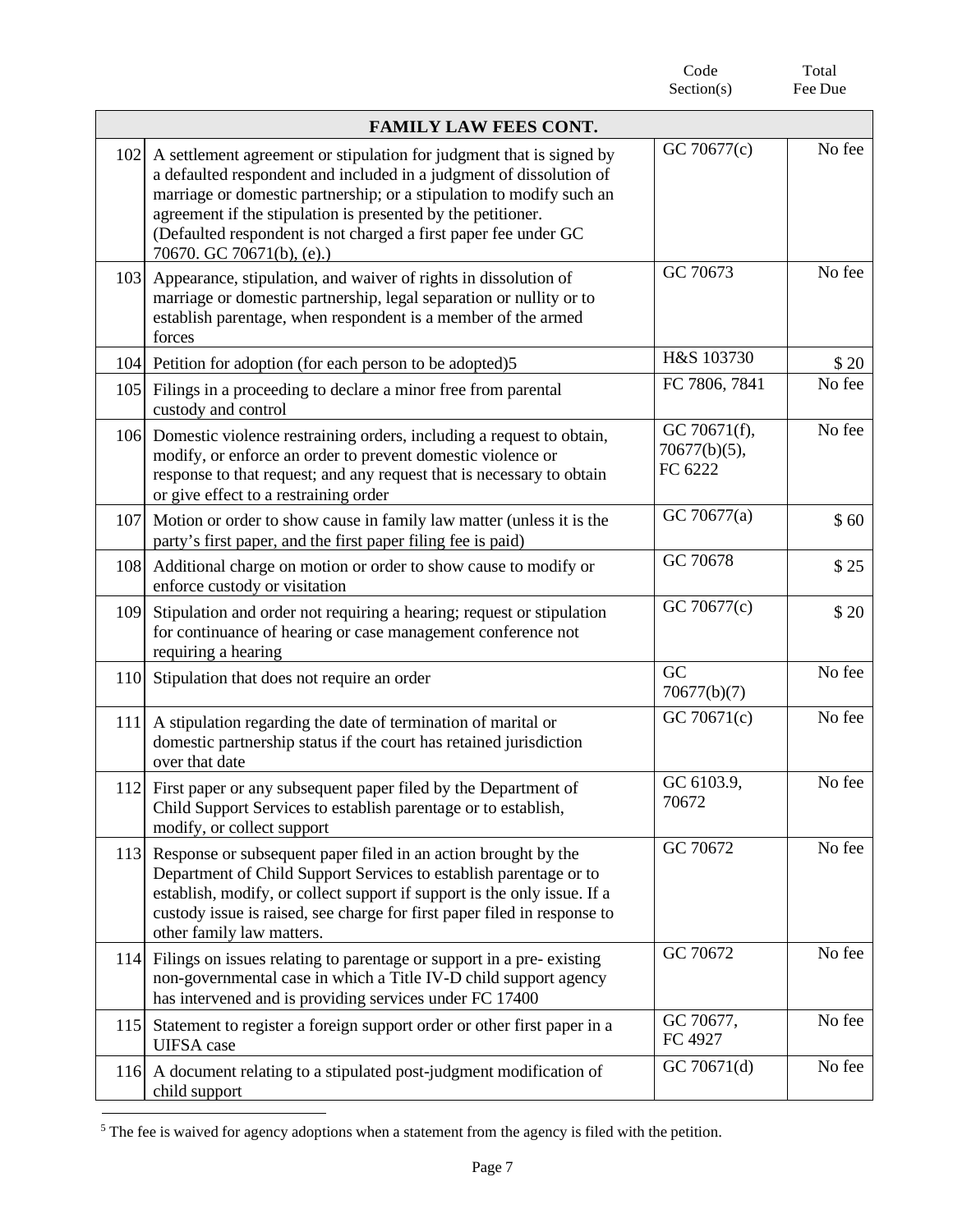| | | Code Section(s) | Total Fee Due |
|---|---|---|---|
| | **FAMILY LAW FEES CONT.** | | |
| 102 | A settlement agreement or stipulation for judgment that is signed by a defaulted respondent and included in a judgment of dissolution of marriage or domestic partnership; or a stipulation to modify such an agreement if the stipulation is presented by the petitioner. (Defaulted respondent is not charged a first paper fee under GC 70670. GC 70671(b), (e).) | GC 70677(c) | No fee |
| 103 | Appearance, stipulation, and waiver of rights in dissolution of marriage or domestic partnership, legal separation or nullity or to establish parentage, when respondent is a member of the armed forces | GC 70673 | No fee |
| 104 | Petition for adoption (for each person to be adopted)[5] | H&S 103730 | $ 20 |
| 105 | Filings in a proceeding to declare a minor free from parental custody and control | FC 7806, 7841 | No fee |
| 106 | Domestic violence restraining orders, including a request to obtain, modify, or enforce an order to prevent domestic violence or response to that request; and any request that is necessary to obtain or give effect to a restraining order | GC 70671(f), 70677(b)(5), FC 6222 | No fee |
| 107 | Motion or order to show cause in family law matter (unless it is the party's first paper, and the first paper filing fee is paid) | GC 70677(a) | $ 60 |
| 108 | Additional charge on motion or order to show cause to modify or enforce custody or visitation | GC 70678 | $ 25 |
| 109 | Stipulation and order not requiring a hearing; request or stipulation for continuance of hearing or case management conference not requiring a hearing | GC 70677(c) | $ 20 |
| 110 | Stipulation that does not require an order | GC 70677(b)(7) | No fee |
| 111 | A stipulation regarding the date of termination of marital or domestic partnership status if the court has retained jurisdiction over that date | GC 70671(c) | No fee |
| 112 | First paper or any subsequent paper filed by the Department of Child Support Services to establish parentage or to establish, modify, or collect support | GC 6103.9, 70672 | No fee |
| 113 | Response or subsequent paper filed in an action brought by the Department of Child Support Services to establish parentage or to establish, modify, or collect support if support is the only issue. If a custody issue is raised, see charge for first paper filed in response to other family law matters. | GC 70672 | No fee |
| 114 | Filings on issues relating to parentage or support in a pre- existing non-governmental case in which a Title IV-D child support agency has intervened and is providing services under FC 17400 | GC 70672 | No fee |
| 115 | Statement to register a foreign support order or other first paper in a UIFSA case | GC 70677, FC 4927 | No fee |
| 116 | A document relating to a stipulated post-judgment modification of child support | GC 70671(d) | No fee |

[5] The fee is waived for agency adoptions when a statement from the agency is filed with the petition.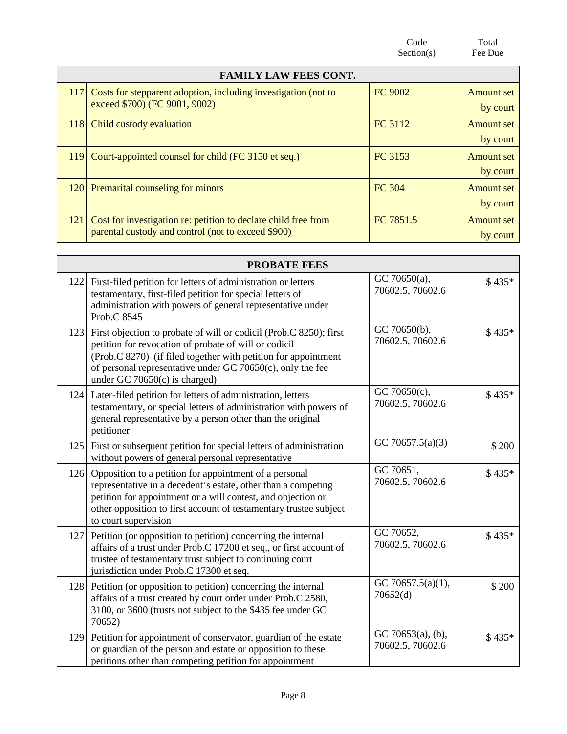| | | Code Section(s) | Total Fee Due |
|---|---|---|---|
| | **FAMILY LAW FEES CONT.** | | |
| 117 | Costs for stepparent adoption, including investigation (not to exceed $700) (FC 9001, 9002) | FC 9002 | Amount set by court |
| 118 | Child custody evaluation | FC 3112 | Amount set by court |
| 119 | Court-appointed counsel for child (FC 3150 et seq.) | FC 3153 | Amount set by court |
| 120 | Premarital counseling for minors | FC 304 | Amount set by court |
| 121 | Cost for investigation re: petition to declare child free from parental custody and control (not to exceed $900) | FC 7851.5 | Amount set by court |

| | **PROBATE FEES** | | |
|---|---|---|---|
| 122 | First-filed petition for letters of administration or letters testamentary, first-filed petition for special letters of administration with powers of general representative under Prob.C 8545 | GC 70650(a), 70602.5, 70602.6 | $ 435* |
| 123 | First objection to probate of will or codicil (Prob.C 8250); first petition for revocation of probate of will or codicil (Prob.C 8270) (if filed together with petition for appointment of personal representative under GC 70650(c), only the fee under GC 70650(c) is charged) | GC 70650(b), 70602.5, 70602.6 | $ 435* |
| 124 | Later-filed petition for letters of administration, letters testamentary, or special letters of administration with powers of general representative by a person other than the original petitioner | GC 70650(c), 70602.5, 70602.6 | $ 435* |
| 125 | First or subsequent petition for special letters of administration without powers of general personal representative | GC 70657.5(a)(3) | $ 200 |
| 126 | Opposition to a petition for appointment of a personal representative in a decedent's estate, other than a competing petition for appointment or a will contest, and objection or other opposition to first account of testamentary trustee subject to court supervision | GC 70651, 70602.5, 70602.6 | $ 435* |
| 127 | Petition (or opposition to petition) concerning the internal affairs of a trust under Prob.C 17200 et seq., or first account of trustee of testamentary trust subject to continuing court jurisdiction under Prob.C 17300 et seq. | GC 70652, 70602.5, 70602.6 | $ 435* |
| 128 | Petition (or opposition to petition) concerning the internal affairs of a trust created by court order under Prob.C 2580, 3100, or 3600 (trusts not subject to the $435 fee under GC 70652) | GC 70657.5(a)(1), 70652(d) | $ 200 |
| 129 | Petition for appointment of conservator, guardian of the estate or guardian of the person and estate or opposition to these petitions other than competing petition for appointment | GC 70653(a), (b), 70602.5, 70602.6 | $ 435* |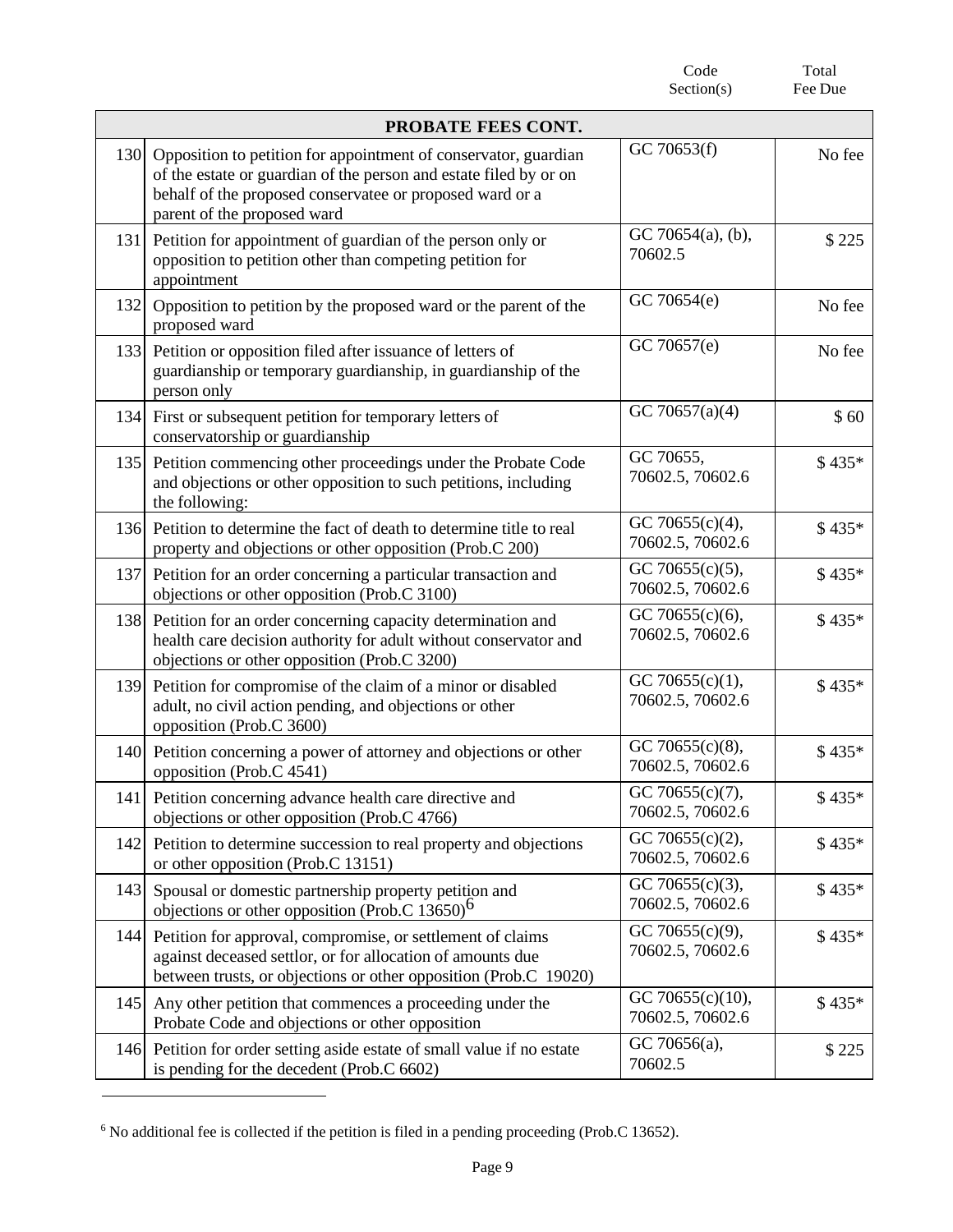| | | Code Section(s) | Total Fee Due |
|---|---|---|---|
| | **PROBATE FEES CONT.** | | |
| 130 | Opposition to petition for appointment of conservator, guardian of the estate or guardian of the person and estate filed by or on behalf of the proposed conservatee or proposed ward or a parent of the proposed ward | GC 70653(f) | No fee |
| 131 | Petition for appointment of guardian of the person only or opposition to petition other than competing petition for appointment | GC 70654(a), (b), 70602.5 | $ 225 |
| 132 | Opposition to petition by the proposed ward or the parent of the proposed ward | GC 70654(e) | No fee |
| 133 | Petition or opposition filed after issuance of letters of guardianship or temporary guardianship, in guardianship of the person only | GC 70657(e) | No fee |
| 134 | First or subsequent petition for temporary letters of conservatorship or guardianship | GC 70657(a)(4) | $ 60 |
| 135 | Petition commencing other proceedings under the Probate Code and objections or other opposition to such petitions, including the following: | GC 70655, 70602.5, 70602.6 | $ 435* |
| 136 | Petition to determine the fact of death to determine title to real property and objections or other opposition (Prob.C 200) | GC 70655(c)(4), 70602.5, 70602.6 | $ 435* |
| 137 | Petition for an order concerning a particular transaction and objections or other opposition (Prob.C 3100) | GC 70655(c)(5), 70602.5, 70602.6 | $ 435* |
| 138 | Petition for an order concerning capacity determination and health care decision authority for adult without conservator and objections or other opposition (Prob.C 3200) | GC 70655(c)(6), 70602.5, 70602.6 | $ 435* |
| 139 | Petition for compromise of the claim of a minor or disabled adult, no civil action pending, and objections or other opposition (Prob.C 3600) | GC 70655(c)(1), 70602.5, 70602.6 | $ 435* |
| 140 | Petition concerning a power of attorney and objections or other opposition (Prob.C 4541) | GC 70655(c)(8), 70602.5, 70602.6 | $ 435* |
| 141 | Petition concerning advance health care directive and objections or other opposition (Prob.C 4766) | GC 70655(c)(7), 70602.5, 70602.6 | $ 435* |
| 142 | Petition to determine succession to real property and objections or other opposition (Prob.C 13151) | GC 70655(c)(2), 70602.5, 70602.6 | $ 435* |
| 143 | Spousal or domestic partnership property petition and objections or other opposition (Prob.C 13650)[6] | GC 70655(c)(3), 70602.5, 70602.6 | $ 435* |
| 144 | Petition for approval, compromise, or settlement of claims against deceased settlor, or for allocation of amounts due between trusts, or objections or other opposition (Prob.C 19020) | GC 70655(c)(9), 70602.5, 70602.6 | $ 435* |
| 145 | Any other petition that commences a proceeding under the Probate Code and objections or other opposition | GC 70655(c)(10), 70602.5, 70602.6 | $ 435* |
| 146 | Petition for order setting aside estate of small value if no estate is pending for the decedent (Prob.C 6602) | GC 70656(a), 70602.5 | $ 225 |

[6] No additional fee is collected if the petition is filed in a pending proceeding (Prob.C 13652).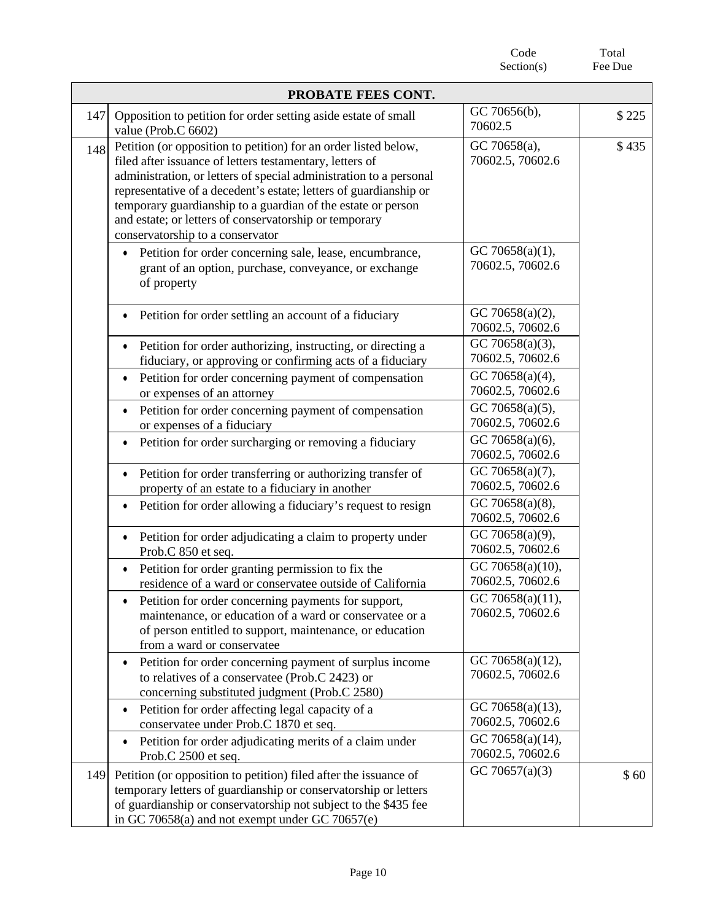| | | Code Section(s) | Total Fee Due |
|---|---|---|---|
| | **PROBATE FEES CONT.** | | |
| 147 | Opposition to petition for order setting aside estate of small value (Prob.C 6602) | GC 70656(b), 70602.5 | $ 225 |
| 148 | Petition (or opposition to petition) for an order listed below, filed after issuance of letters testamentary, letters of administration, or letters of special administration to a personal representative of a decedent's estate; letters of guardianship or temporary guardianship to a guardian of the estate or person and estate; or letters of conservatorship or temporary conservatorship to a conservator | GC 70658(a), 70602.5, 70602.6 | $ 435 |
| | • Petition for order concerning sale, lease, encumbrance, grant of an option, purchase, conveyance, or exchange of property | GC 70658(a)(1), 70602.5, 70602.6 | |
| | • Petition for order settling an account of a fiduciary | GC 70658(a)(2), 70602.5, 70602.6 | |
| | • Petition for order authorizing, instructing, or directing a fiduciary, or approving or confirming acts of a fiduciary | GC 70658(a)(3), 70602.5, 70602.6 | |
| | • Petition for order concerning payment of compensation or expenses of an attorney | GC 70658(a)(4), 70602.5, 70602.6 | |
| | • Petition for order concerning payment of compensation or expenses of a fiduciary | GC 70658(a)(5), 70602.5, 70602.6 | |
| | • Petition for order surcharging or removing a fiduciary | GC 70658(a)(6), 70602.5, 70602.6 | |
| | • Petition for order transferring or authorizing transfer of property of an estate to a fiduciary in another | GC 70658(a)(7), 70602.5, 70602.6 | |
| | • Petition for order allowing a fiduciary's request to resign | GC 70658(a)(8), 70602.5, 70602.6 | |
| | • Petition for order adjudicating a claim to property under Prob.C 850 et seq. | GC 70658(a)(9), 70602.5, 70602.6 | |
| | • Petition for order granting permission to fix the residence of a ward or conservatee outside of California | GC 70658(a)(10), 70602.5, 70602.6 | |
| | • Petition for order concerning payments for support, maintenance, or education of a ward or conservatee or a of person entitled to support, maintenance, or education from a ward or conservatee | GC 70658(a)(11), 70602.5, 70602.6 | |
| | • Petition for order concerning payment of surplus income to relatives of a conservatee (Prob.C 2423) or concerning substituted judgment (Prob.C 2580) | GC 70658(a)(12), 70602.5, 70602.6 | |
| | • Petition for order affecting legal capacity of a conservatee under Prob.C 1870 et seq. | GC 70658(a)(13), 70602.5, 70602.6 | |
| | • Petition for order adjudicating merits of a claim under Prob.C 2500 et seq. | GC 70658(a)(14), 70602.5, 70602.6 | |
| 149 | Petition (or opposition to petition) filed after the issuance of temporary letters of guardianship or conservatorship or letters of guardianship or conservatorship not subject to the $435 fee in GC 70658(a) and not exempt under GC 70657(e) | GC 70657(a)(3) | $ 60 |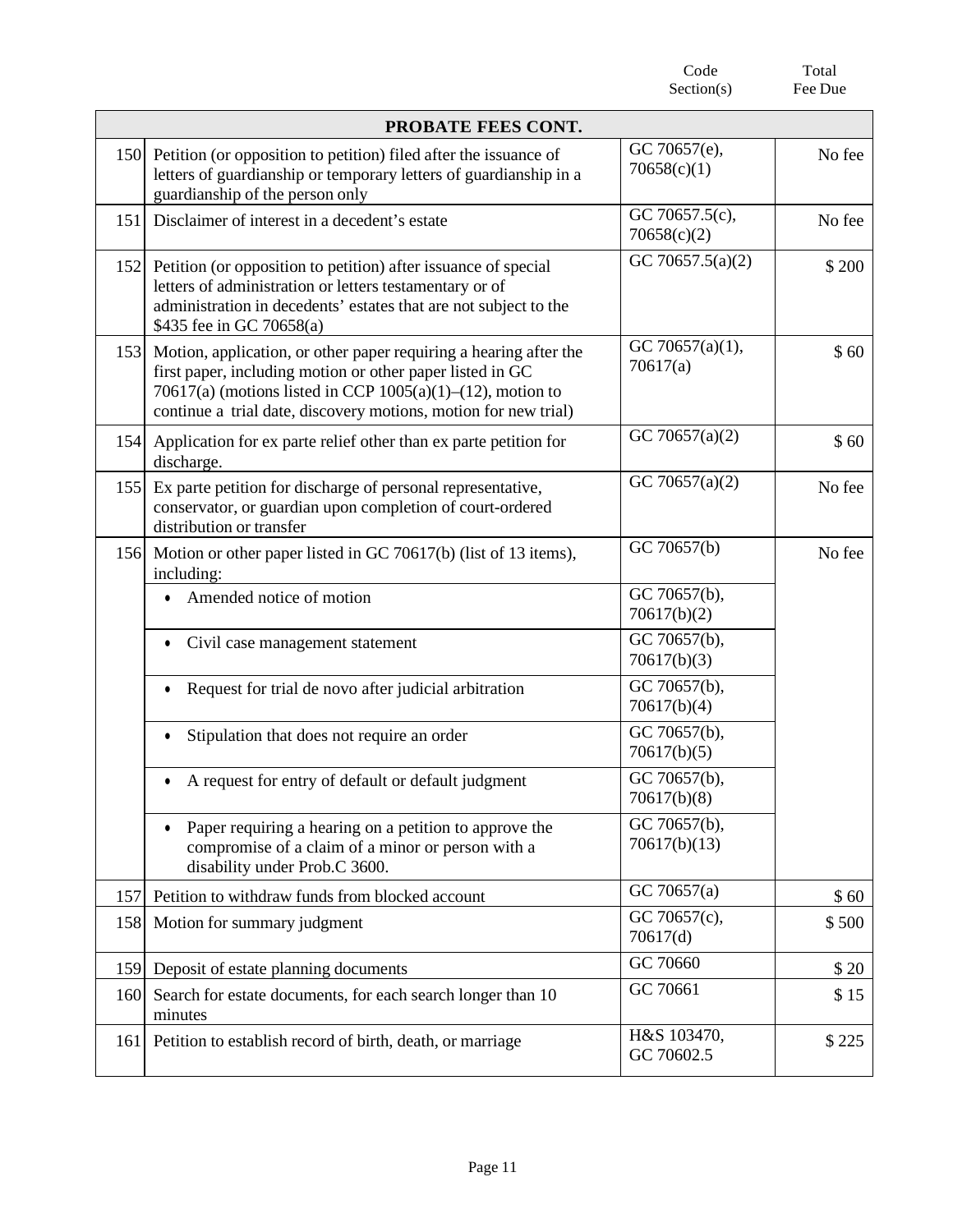| | | Code Section(s) | Total Fee Due |
|---|---|---|---|
| | **PROBATE FEES CONT.** | | |
| 150 | Petition (or opposition to petition) filed after the issuance of letters of guardianship or temporary letters of guardianship in a guardianship of the person only | GC 70657(e), 70658(c)(1) | No fee |
| 151 | Disclaimer of interest in a decedent's estate | GC 70657.5(c), 70658(c)(2) | No fee |
| 152 | Petition (or opposition to petition) after issuance of special letters of administration or letters testamentary or of administration in decedents' estates that are not subject to the $435 fee in GC 70658(a) | GC 70657.5(a)(2) | $ 200 |
| 153 | Motion, application, or other paper requiring a hearing after the first paper, including motion or other paper listed in GC 70617(a) (motions listed in CCP 1005(a)(1)–(12), motion to continue a trial date, discovery motions, motion for new trial) | GC 70657(a)(1), 70617(a) | $ 60 |
| 154 | Application for ex parte relief other than ex parte petition for discharge. | GC 70657(a)(2) | $ 60 |
| 155 | Ex parte petition for discharge of personal representative, conservator, or guardian upon completion of court-ordered distribution or transfer | GC 70657(a)(2) | No fee |
| 156 | Motion or other paper listed in GC 70617(b) (list of 13 items), including: | GC 70657(b) | No fee |
| | • Amended notice of motion | GC 70657(b), 70617(b)(2) | |
| | • Civil case management statement | GC 70657(b), 70617(b)(3) | |
| | • Request for trial de novo after judicial arbitration | GC 70657(b), 70617(b)(4) | |
| | • Stipulation that does not require an order | GC 70657(b), 70617(b)(5) | |
| | • A request for entry of default or default judgment | GC 70657(b), 70617(b)(8) | |
| | • Paper requiring a hearing on a petition to approve the compromise of a claim of a minor or person with a disability under Prob.C 3600. | GC 70657(b), 70617(b)(13) | |
| 157 | Petition to withdraw funds from blocked account | GC 70657(a) | $ 60 |
| 158 | Motion for summary judgment | GC 70657(c), 70617(d) | $ 500 |
| 159 | Deposit of estate planning documents | GC 70660 | $ 20 |
| 160 | Search for estate documents, for each search longer than 10 minutes | GC 70661 | $ 15 |
| 161 | Petition to establish record of birth, death, or marriage | H&S 103470, GC 70602.5 | $ 225 |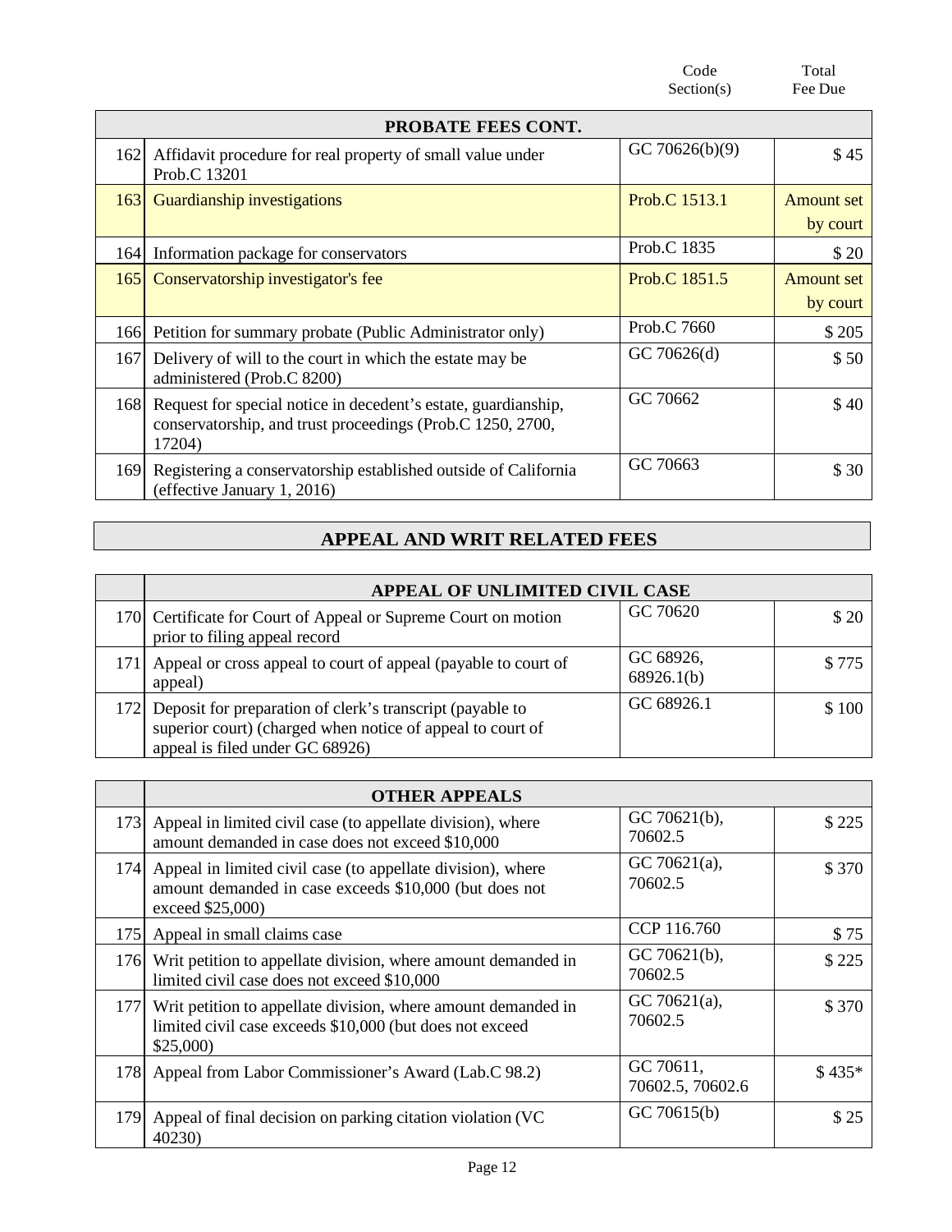| | | Code Section(s) | Total Fee Due |
|---|---|---|---|
| | **PROBATE FEES CONT.** | | |
| 162 | Affidavit procedure for real property of small value under Prob.C 13201 | GC 70626(b)(9) | $ 45 |
| 163 | Guardianship investigations | Prob.C 1513.1 | Amount set by court |
| 164 | Information package for conservators | Prob.C 1835 | $ 20 |
| 165 | Conservatorship investigator's fee | Prob.C 1851.5 | Amount set by court |
| 166 | Petition for summary probate (Public Administrator only) | Prob.C 7660 | $ 205 |
| 167 | Delivery of will to the court in which the estate may be administered (Prob.C 8200) | GC 70626(d) | $ 50 |
| 168 | Request for special notice in decedent's estate, guardianship, conservatorship, and trust proceedings (Prob.C 1250, 2700, 17204) | GC 70662 | $ 40 |
| 169 | Registering a conservatorship established outside of California (effective January 1, 2016) | GC 70663 | $ 30 |

## APPEAL AND WRIT RELATED FEES

| | APPEAL OF UNLIMITED CIVIL CASE | | |
|---|---|---|---|
| 170 | Certificate for Court of Appeal or Supreme Court on motion prior to filing appeal record | GC 70620 | $ 20 |
| 171 | Appeal or cross appeal to court of appeal (payable to court of appeal) | GC 68926, 68926.1(b) | $ 775 |
| 172 | Deposit for preparation of clerk's transcript (payable to superior court) (charged when notice of appeal to court of appeal is filed under GC 68926) | GC 68926.1 | $ 100 |

| | OTHER APPEALS | | |
|---|---|---|---|
| 173 | Appeal in limited civil case (to appellate division), where amount demanded in case does not exceed $10,000 | GC 70621(b), 70602.5 | $ 225 |
| 174 | Appeal in limited civil case (to appellate division), where amount demanded in case exceeds $10,000 (but does not exceed $25,000) | GC 70621(a), 70602.5 | $ 370 |
| 175 | Appeal in small claims case | CCP 116.760 | $ 75 |
| 176 | Writ petition to appellate division, where amount demanded in limited civil case does not exceed $10,000 | GC 70621(b), 70602.5 | $ 225 |
| 177 | Writ petition to appellate division, where amount demanded in limited civil case exceeds $10,000 (but does not exceed $25,000) | GC 70621(a), 70602.5 | $ 370 |
| 178 | Appeal from Labor Commissioner's Award (Lab.C 98.2) | GC 70611, 70602.5, 70602.6 | $ 435* |
| 179 | Appeal of final decision on parking citation violation (VC 40230) | GC 70615(b) | $ 25 |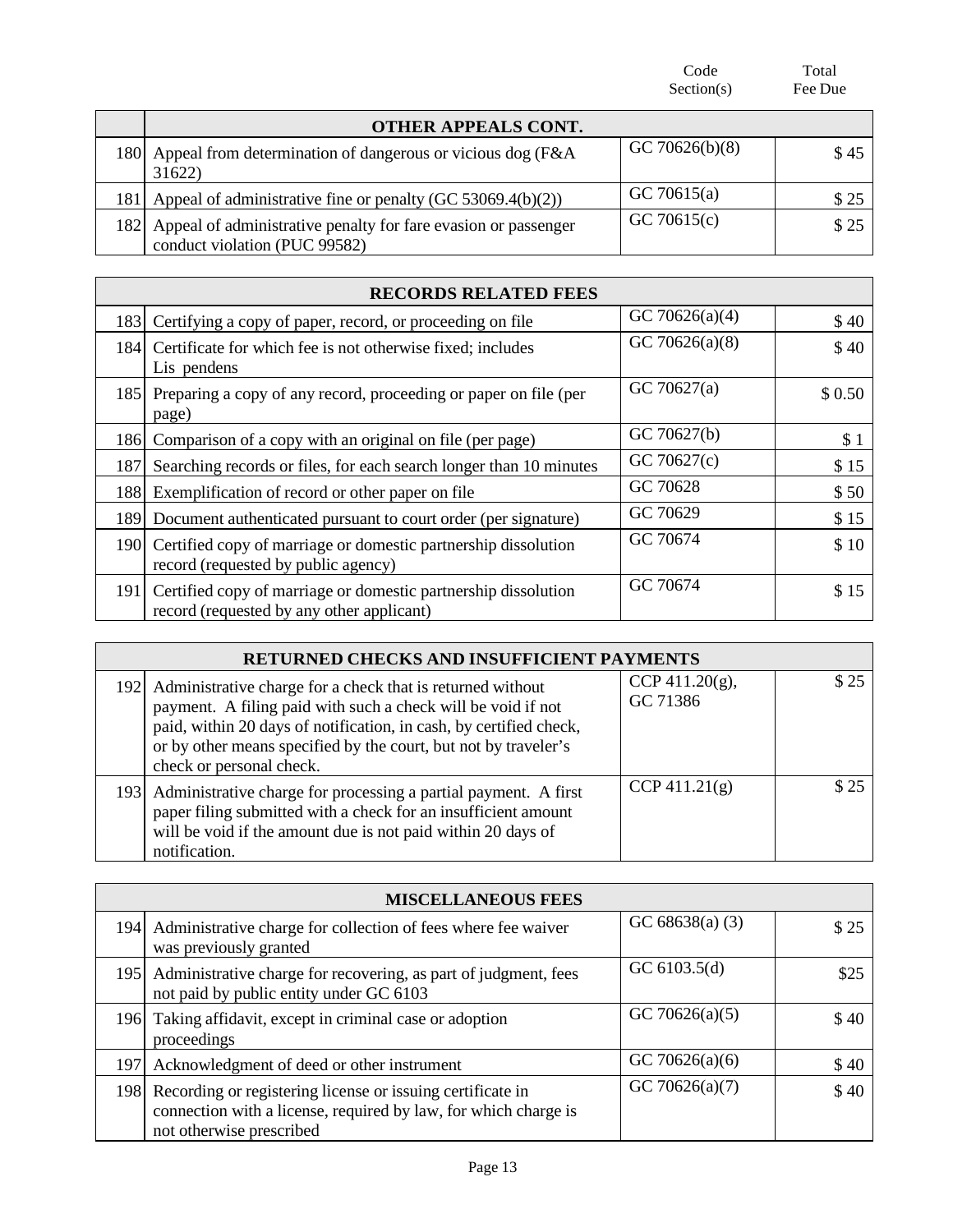| | | Code Section(s) | Total Fee Due |
|---|---|---|---|
| | **OTHER APPEALS CONT.** | | |
| 180 | Appeal from determination of dangerous or vicious dog (F&A 31622) | GC 70626(b)(8) | $ 45 |
| 181 | Appeal of administrative fine or penalty (GC 53069.4(b)(2)) | GC 70615(a) | $ 25 |
| 182 | Appeal of administrative penalty for fare evasion or passenger conduct violation (PUC 99582) | GC 70615(c) | $ 25 |

| | **RECORDS RELATED FEES** | | |
|---|---|---|---|
| 183 | Certifying a copy of paper, record, or proceeding on file | GC 70626(a)(4) | $ 40 |
| 184 | Certificate for which fee is not otherwise fixed; includes Lis pendens | GC 70626(a)(8) | $ 40 |
| 185 | Preparing a copy of any record, proceeding or paper on file (per page) | GC 70627(a) | $ 0.50 |
| 186 | Comparison of a copy with an original on file (per page) | GC 70627(b) | $ 1 |
| 187 | Searching records or files, for each search longer than 10 minutes | GC 70627(c) | $ 15 |
| 188 | Exemplification of record or other paper on file | GC 70628 | $ 50 |
| 189 | Document authenticated pursuant to court order (per signature) | GC 70629 | $ 15 |
| 190 | Certified copy of marriage or domestic partnership dissolution record (requested by public agency) | GC 70674 | $ 10 |
| 191 | Certified copy of marriage or domestic partnership dissolution record (requested by any other applicant) | GC 70674 | $ 15 |

| | **RETURNED CHECKS AND INSUFFICIENT PAYMENTS** | | |
|---|---|---|---|
| 192 | Administrative charge for a check that is returned without payment. A filing paid with such a check will be void if not paid, within 20 days of notification, in cash, by certified check, or by other means specified by the court, but not by traveler's check or personal check. | CCP 411.20(g), GC 71386 | $ 25 |
| 193 | Administrative charge for processing a partial payment. A first paper filing submitted with a check for an insufficient amount will be void if the amount due is not paid within 20 days of notification. | CCP 411.21(g) | $ 25 |

| | **MISCELLANEOUS FEES** | | |
|---|---|---|---|
| 194 | Administrative charge for collection of fees where fee waiver was previously granted | GC 68638(a) (3) | $ 25 |
| 195 | Administrative charge for recovering, as part of judgment, fees not paid by public entity under GC 6103 | GC 6103.5(d) | $25 |
| 196 | Taking affidavit, except in criminal case or adoption proceedings | GC 70626(a)(5) | $ 40 |
| 197 | Acknowledgment of deed or other instrument | GC 70626(a)(6) | $ 40 |
| 198 | Recording or registering license or issuing certificate in connection with a license, required by law, for which charge is not otherwise prescribed | GC 70626(a)(7) | $ 40 |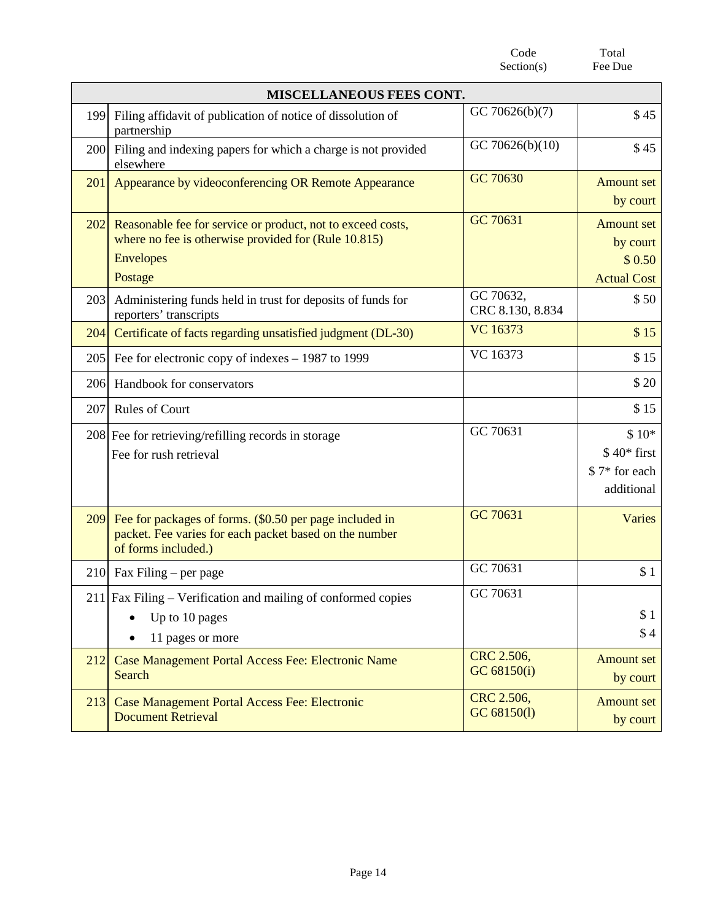| | | Code Section(s) | Total Fee Due |
|---|---|---|---|
| | **MISCELLANEOUS FEES CONT.** | | |
| 199 | Filing affidavit of publication of notice of dissolution of partnership | GC 70626(b)(7) | $ 45 |
| 200 | Filing and indexing papers for which a charge is not provided elsewhere | GC 70626(b)(10) | $ 45 |
| 201 | Appearance by videoconferencing OR Remote Appearance | GC 70630 | Amount set by court |
| 202 | Reasonable fee for service or product, not to exceed costs, where no fee is otherwise provided for (Rule 10.815)<br>Envelopes<br>Postage | GC 70631 | Amount set by court<br>$ 0.50<br>Actual Cost |
| 203 | Administering funds held in trust for deposits of funds for reporters' transcripts | GC 70632, CRC 8.130, 8.834 | $ 50 |
| 204 | Certificate of facts regarding unsatisfied judgment (DL-30) | VC 16373 | $ 15 |
| 205 | Fee for electronic copy of indexes – 1987 to 1999 | VC 16373 | $ 15 |
| 206 | Handbook for conservators | | $ 20 |
| 207 | Rules of Court | | $ 15 |
| 208 | Fee for retrieving/refilling records in storage<br>Fee for rush retrieval | GC 70631 | $ 10*<br>$ 40* first<br>$ 7* for each additional |
| 209 | Fee for packages of forms. ($0.50 per page included in packet. Fee varies for each packet based on the number of forms included.) | GC 70631 | Varies |
| 210 | Fax Filing – per page | GC 70631 | $ 1 |
| 211 | Fax Filing – Verification and mailing of conformed copies<br>• Up to 10 pages<br>• 11 pages or more | GC 70631 | <br>$ 1<br>$ 4 |
| 212 | Case Management Portal Access Fee: Electronic Name Search | CRC 2.506, GC 68150(i) | Amount set by court |
| 213 | Case Management Portal Access Fee: Electronic Document Retrieval | CRC 2.506, GC 68150(l) | Amount set by court |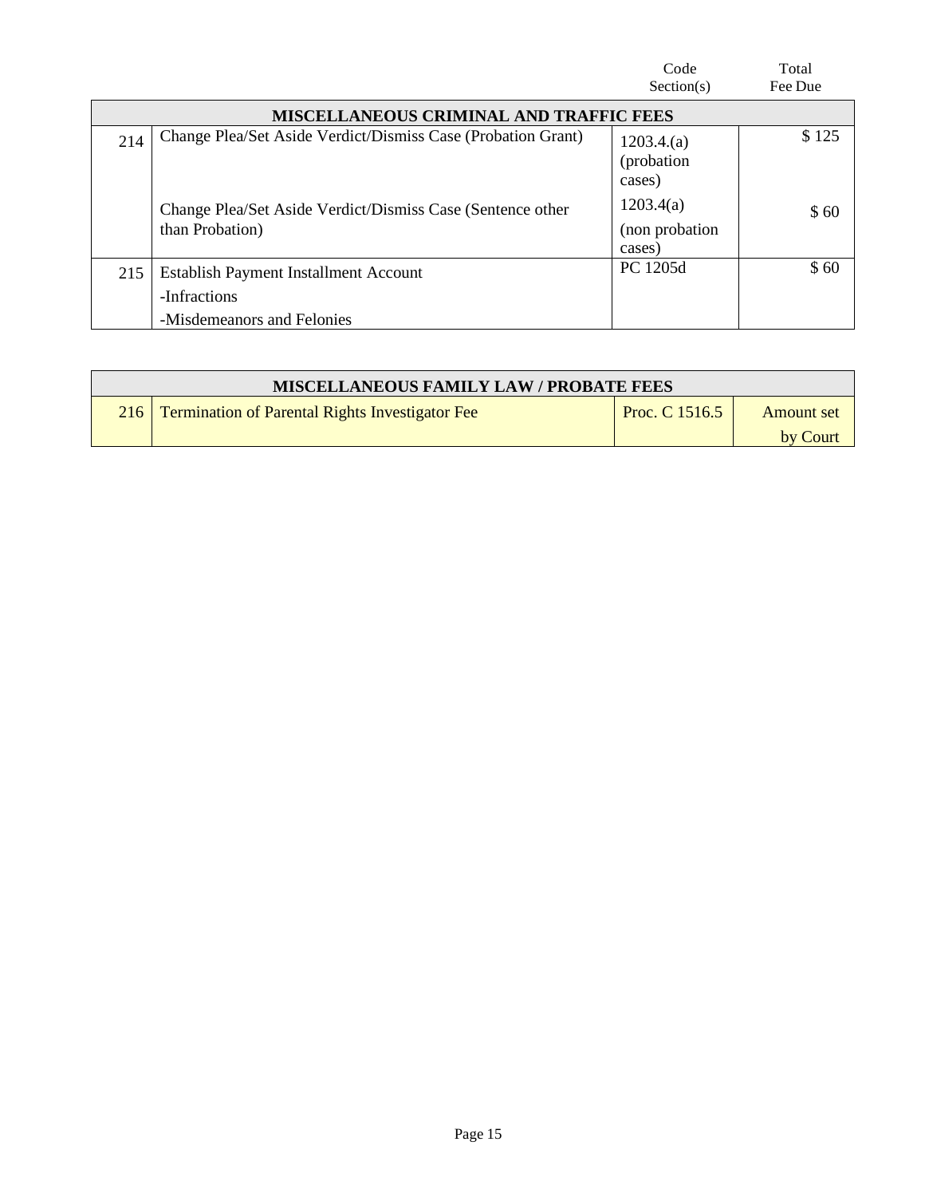| | | Code Section(s) | Total Fee Due |
|---|---|---|---|
| | **MISCELLANEOUS CRIMINAL AND TRAFFIC FEES** | | |
| 214 | Change Plea/Set Aside Verdict/Dismiss Case (Probation Grant) | 1203.4.(a) (probation cases) | $ 125 |
| | Change Plea/Set Aside Verdict/Dismiss Case (Sentence other than Probation) | 1203.4(a) (non probation cases) | $ 60 |
| 215 | Establish Payment Installment Account<br>-Infractions<br>-Misdemeanors and Felonies | PC 1205d | $ 60 |

| | **MISCELLANEOUS FAMILY LAW / PROBATE FEES** | | |
|---|---|---|---|
| 216 | Termination of Parental Rights Investigator Fee | Proc. C 1516.5 | Amount set by Court |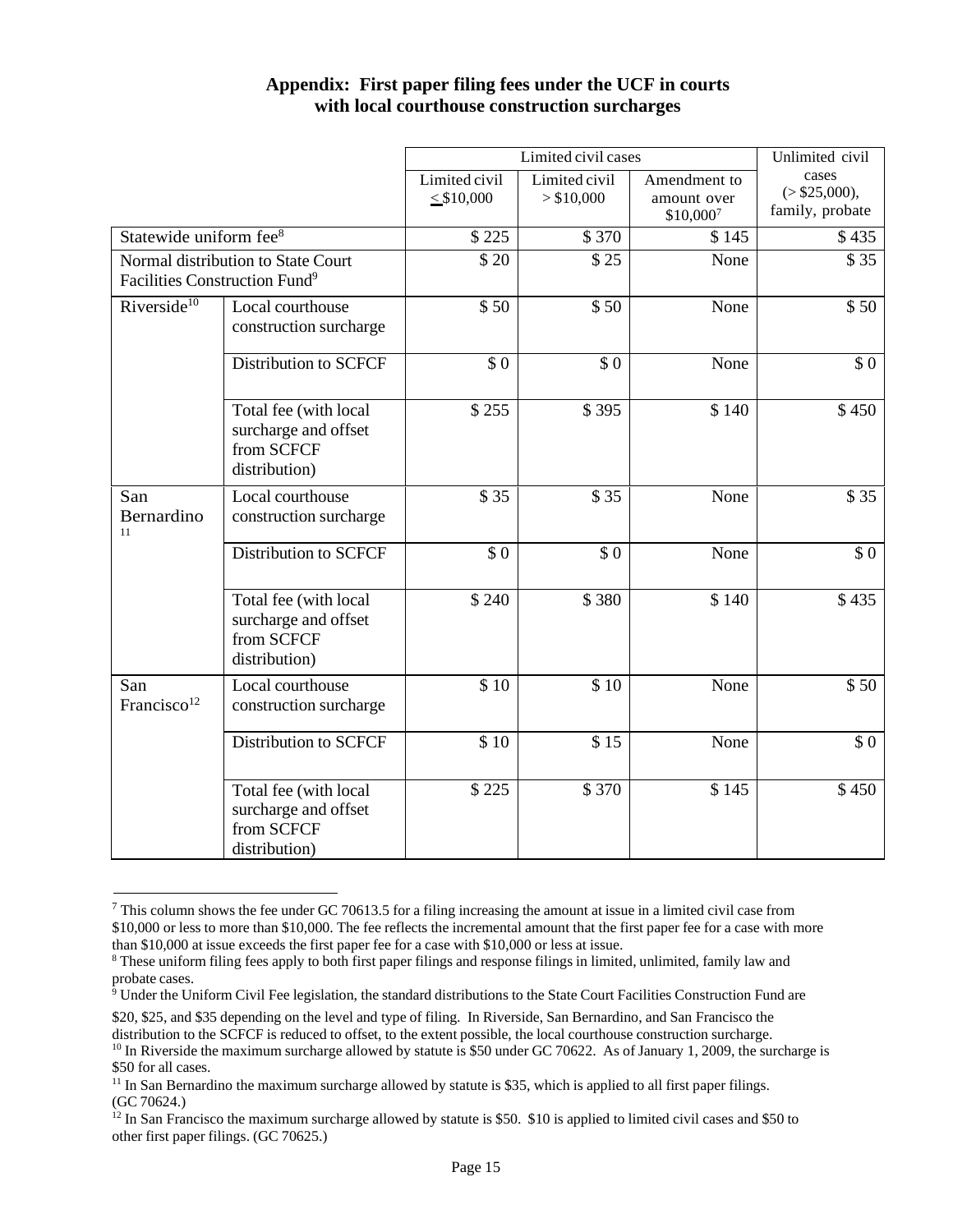## Appendix: First paper filing fees under the UCF in courts with local courthouse construction surcharges

| | | Limited civil cases | | | Unlimited civil cases (> $25,000), family, probate |
|---|---|---|---|---|---|
| | | Limited civil ≤ $10,000 | Limited civil > $10,000 | Amendment to amount over $10,000[7] | |
| Statewide uniform fee[8] | | $ 225 | $ 370 | $ 145 | $ 435 |
| Normal distribution to State Court Facilities Construction Fund[9] | | $ 20 | $ 25 | None | $ 35 |
| Riverside[10] | Local courthouse construction surcharge | $ 50 | $ 50 | None | $ 50 |
| | Distribution to SCFCF | $ 0 | $ 0 | None | $ 0 |
| | Total fee (with local surcharge and offset from SCFCF distribution) | $ 255 | $ 395 | $ 140 | $ 450 |
| San Bernardino[11] | Local courthouse construction surcharge | $ 35 | $ 35 | None | $ 35 |
| | Distribution to SCFCF | $ 0 | $ 0 | None | $ 0 |
| | Total fee (with local surcharge and offset from SCFCF distribution) | $ 240 | $ 380 | $ 140 | $ 435 |
| San Francisco[12] | Local courthouse construction surcharge | $ 10 | $ 10 | None | $ 50 |
| | Distribution to SCFCF | $ 10 | $ 15 | None | $ 0 |
| | Total fee (with local surcharge and offset from SCFCF distribution) | $ 225 | $ 370 | $ 145 | $ 450 |

[7] This column shows the fee under GC 70613.5 for a filing increasing the amount at issue in a limited civil case from $10,000 or less to more than $10,000. The fee reflects the incremental amount that the first paper fee for a case with more than $10,000 at issue exceeds the first paper fee for a case with $10,000 or less at issue.

[8] These uniform filing fees apply to both first paper filings and response filings in limited, unlimited, family law and probate cases.

[9] Under the Uniform Civil Fee legislation, the standard distributions to the State Court Facilities Construction Fund are $20, $25, and $35 depending on the level and type of filing. In Riverside, San Bernardino, and San Francisco the distribution to the SCFCF is reduced to offset, to the extent possible, the local courthouse construction surcharge.

[10] In Riverside the maximum surcharge allowed by statute is $50 under GC 70622. As of January 1, 2009, the surcharge is $50 for all cases.

[11] In San Bernardino the maximum surcharge allowed by statute is $35, which is applied to all first paper filings. (GC 70624.)

[12] In San Francisco the maximum surcharge allowed by statute is $50. $10 is applied to limited civil cases and $50 to other first paper filings. (GC 70625.)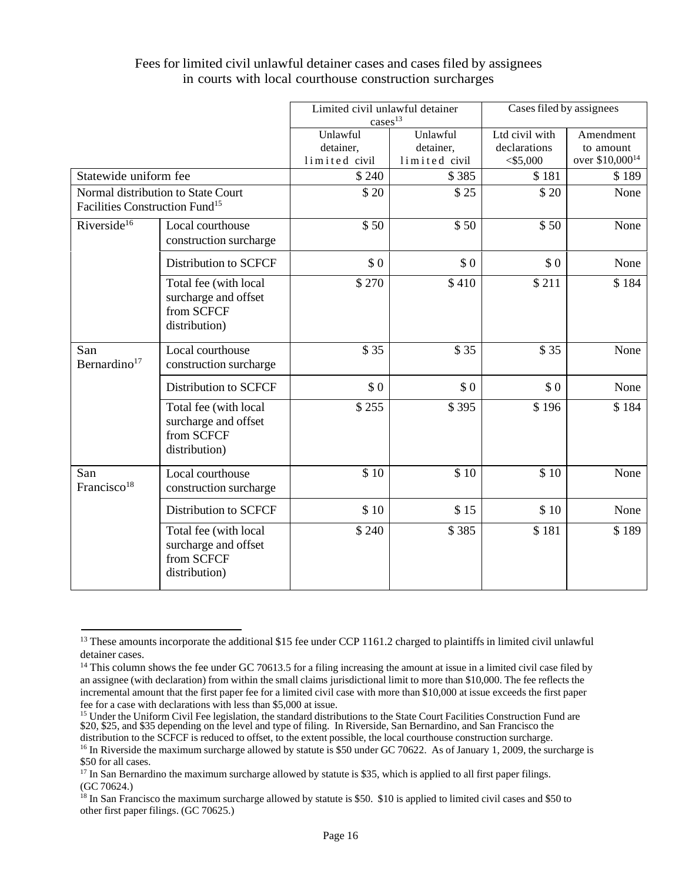Fees for limited civil unlawful detainer cases and cases filed by assignees in courts with local courthouse construction surcharges

| | | Limited civil unlawful detainer cases[13] | | Cases filed by assignees | |
|---|---|---|---|---|---|
| | | Unlawful detainer, limited civil | Unlawful detainer, limited civil | Ltd civil with declarations <$5,000 | Amendment to amount over $10,000[14] |
| Statewide uniform fee | | $ 240 | $ 385 | $ 181 | $ 189 |
| Normal distribution to State Court Facilities Construction Fund[15] | | $ 20 | $ 25 | $ 20 | None |
| Riverside[16] | Local courthouse construction surcharge | $ 50 | $ 50 | $ 50 | None |
| | Distribution to SCFCF | $ 0 | $ 0 | $ 0 | None |
| | Total fee (with local surcharge and offset from SCFCF distribution) | $ 270 | $ 410 | $ 211 | $ 184 |
| San Bernardino[17] | Local courthouse construction surcharge | $ 35 | $ 35 | $ 35 | None |
| | Distribution to SCFCF | $ 0 | $ 0 | $ 0 | None |
| | Total fee (with local surcharge and offset from SCFCF distribution) | $ 255 | $ 395 | $ 196 | $ 184 |
| San Francisco[18] | Local courthouse construction surcharge | $ 10 | $ 10 | $ 10 | None |
| | Distribution to SCFCF | $ 10 | $ 15 | $ 10 | None |
| | Total fee (with local surcharge and offset from SCFCF distribution) | $ 240 | $ 385 | $ 181 | $ 189 |

[13] These amounts incorporate the additional $15 fee under CCP 1161.2 charged to plaintiffs in limited civil unlawful detainer cases.

[14] This column shows the fee under GC 70613.5 for a filing increasing the amount at issue in a limited civil case filed by an assignee (with declaration) from within the small claims jurisdictional limit to more than $10,000. The fee reflects the incremental amount that the first paper fee for a limited civil case with more than $10,000 at issue exceeds the first paper fee for a case with declarations with less than $5,000 at issue.

[15] Under the Uniform Civil Fee legislation, the standard distributions to the State Court Facilities Construction Fund are $20, $25, and $35 depending on the level and type of filing. In Riverside, San Bernardino, and San Francisco the distribution to the SCFCF is reduced to offset, to the extent possible, the local courthouse construction surcharge.

[16] In Riverside the maximum surcharge allowed by statute is $50 under GC 70622. As of January 1, 2009, the surcharge is $50 for all cases.

[17] In San Bernardino the maximum surcharge allowed by statute is $35, which is applied to all first paper filings. (GC 70624.)

[18] In San Francisco the maximum surcharge allowed by statute is $50. $10 is applied to limited civil cases and $50 to other first paper filings. (GC 70625.)